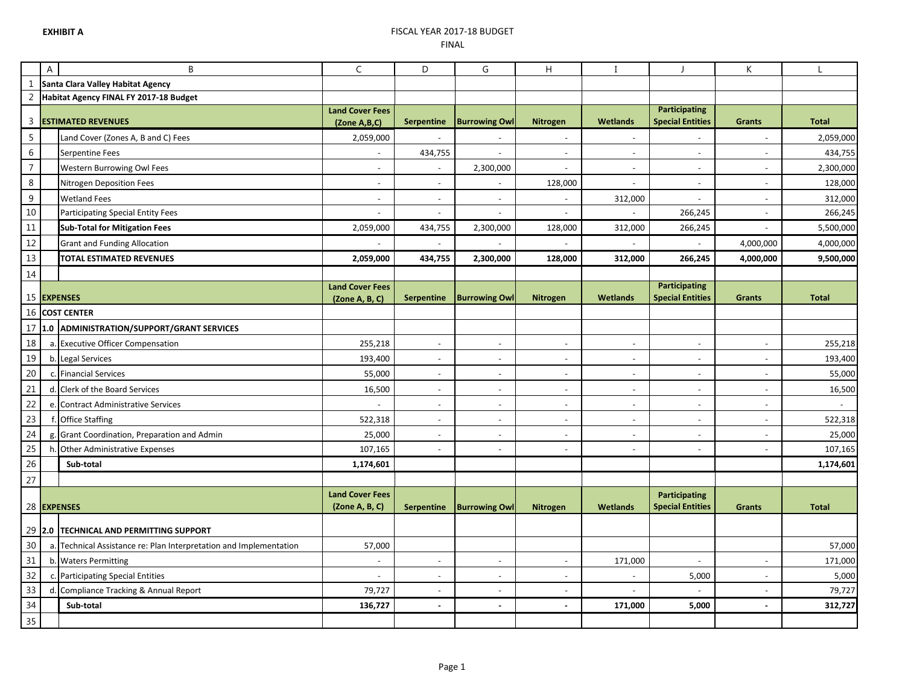**EXHIBIT A**

FISCAL YEAR 2017-18 BUDGET
FINAL

| | A | B | C | D | G | H | I | J | K | L |
|---|---|---|---|---|---|---|---|---|---|---|
| 1 | **Santa Clara Valley Habitat Agency** | | | | | | | | | |
| 2 | **Habitat Agency FINAL FY 2017-18 Budget** | | | | | | | | | |
| 3 | **ESTIMATED REVENUES** | | **Land Cover Fees (Zone A,B,C)** | **Serpentine** | **Burrowing Owl** | **Nitrogen** | **Wetlands** | **Participating Special Entities** | **Grants** | **Total** |
| 5 | | Land Cover (Zones A, B and C) Fees | 2,059,000 | - | - | - | - | - | - | 2,059,000 |
| 6 | | Serpentine Fees | - | 434,755 | - | - | - | - | - | 434,755 |
| 7 | | Western Burrowing Owl Fees | - | - | 2,300,000 | - | - | - | - | 2,300,000 |
| 8 | | Nitrogen Deposition Fees | - | - | - | 128,000 | - | - | - | 128,000 |
| 9 | | Wetland Fees | - | - | - | - | 312,000 | - | - | 312,000 |
| 10 | | Participating Special Entity Fees | - | - | - | - | - | 266,245 | - | 266,245 |
| 11 | | **Sub-Total for Mitigation Fees** | 2,059,000 | 434,755 | 2,300,000 | 128,000 | 312,000 | 266,245 | - | 5,500,000 |
| 12 | | Grant and Funding Allocation | - | - | - | - | - | - | 4,000,000 | 4,000,000 |
| 13 | | **TOTAL ESTIMATED REVENUES** | **2,059,000** | **434,755** | **2,300,000** | **128,000** | **312,000** | **266,245** | **4,000,000** | **9,500,000** |
| 14 | | | | | | | | | | |
| 15 | **EXPENSES** | | **Land Cover Fees (Zone A, B, C)** | **Serpentine** | **Burrowing Owl** | **Nitrogen** | **Wetlands** | **Participating Special Entities** | **Grants** | **Total** |
| 16 | **COST CENTER** | | | | | | | | | |
| 17 | **1.0** | **ADMINISTRATION/SUPPORT/GRANT SERVICES** | | | | | | | | |
| 18 | a. | Executive Officer Compensation | 255,218 | - | - | - | - | - | - | 255,218 |
| 19 | b. | Legal Services | 193,400 | - | - | - | - | - | - | 193,400 |
| 20 | c. | Financial Services | 55,000 | - | - | - | - | - | - | 55,000 |
| 21 | d. | Clerk of the Board Services | 16,500 | - | - | - | - | - | - | 16,500 |
| 22 | e. | Contract Administrative Services | - | - | - | - | - | - | - | - |
| 23 | f. | Office Staffing | 522,318 | - | - | - | - | - | - | 522,318 |
| 24 | g. | Grant Coordination, Preparation and Admin | 25,000 | - | - | - | - | - | - | 25,000 |
| 25 | h. | Other Administrative Expenses | 107,165 | - | - | - | - | - | - | 107,165 |
| 26 | | **Sub-total** | **1,174,601** | | | | | | | **1,174,601** |
| 27 | | | | | | | | | | |
| 28 | **EXPENSES** | | **Land Cover Fees (Zone A, B, C)** | **Serpentine** | **Burrowing Owl** | **Nitrogen** | **Wetlands** | **Participating Special Entities** | **Grants** | **Total** |
| 29 | **2.0** | **TECHNICAL AND PERMITTING SUPPORT** | | | | | | | | |
| 30 | a. | Technical Assistance re: Plan Interpretation and Implementation | 57,000 | | | | | | | 57,000 |
| 31 | b. | Waters Permitting | - | - | - | - | 171,000 | - | - | 171,000 |
| 32 | c. | Participating Special Entities | - | - | - | - | - | 5,000 | - | 5,000 |
| 33 | d. | Compliance Tracking & Annual Report | 79,727 | - | - | - | - | - | - | 79,727 |
| 34 | | **Sub-total** | **136,727** | **-** | **-** | **-** | **171,000** | **5,000** | **-** | **312,727** |
| 35 | | | | | | | | | | |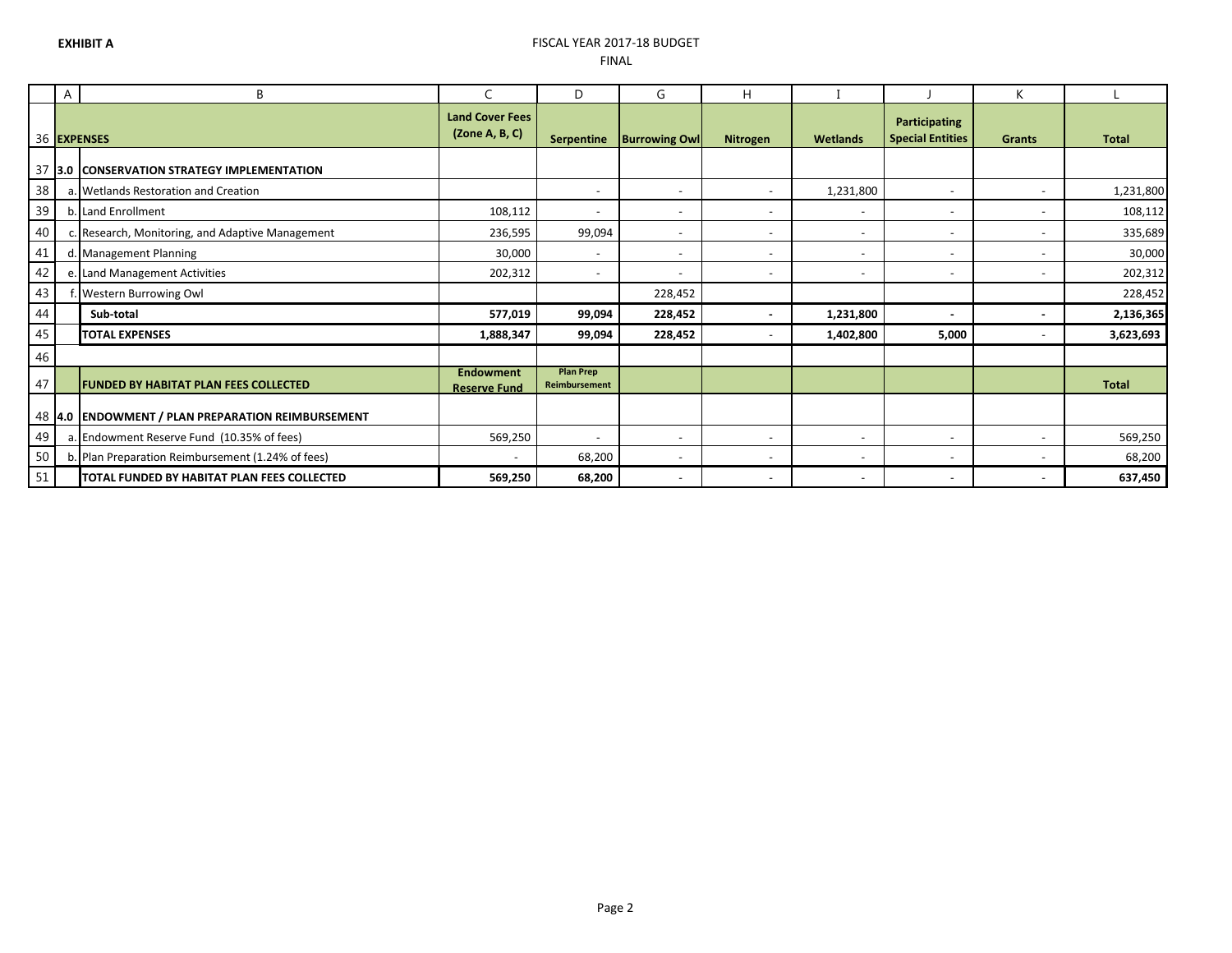**EXHIBIT A**

FISCAL YEAR 2017-18 BUDGET

FINAL

| | A | B | C | D | G | H | I | J | K | L |
|---|---|---|---|---|---|---|---|---|---|---|
| 36 | **EXPENSES** | | **Land Cover Fees (Zone A, B, C)** | **Serpentine** | **Burrowing Owl** | **Nitrogen** | **Wetlands** | **Participating Special Entities** | **Grants** | **Total** |
| 37 | **3.0** | **CONSERVATION STRATEGY IMPLEMENTATION** | | | | | | | | |
| 38 | a. | Wetlands Restoration and Creation | | - | - | - | 1,231,800 | - | - | 1,231,800 |
| 39 | b. | Land Enrollment | 108,112 | - | - | - | - | - | - | 108,112 |
| 40 | c. | Research, Monitoring, and Adaptive Management | 236,595 | 99,094 | - | - | - | - | - | 335,689 |
| 41 | d. | Management Planning | 30,000 | - | - | - | - | - | - | 30,000 |
| 42 | e. | Land Management Activities | 202,312 | - | - | - | - | - | - | 202,312 |
| 43 | f. | Western Burrowing Owl | | | 228,452 | | | | | 228,452 |
| 44 | | **Sub-total** | **577,019** | **99,094** | **228,452** | **-** | **1,231,800** | **-** | **-** | **2,136,365** |
| 45 | | **TOTAL EXPENSES** | **1,888,347** | **99,094** | **228,452** | - | **1,402,800** | **5,000** | - | **3,623,693** |
| 46 | | | | | | | | | | |
| 47 | | **FUNDED BY HABITAT PLAN FEES COLLECTED** | **Endowment Reserve Fund** | **Plan Prep Reimbursement** | | | | | | **Total** |
| 48 | **4.0** | **ENDOWMENT / PLAN PREPARATION REIMBURSEMENT** | | | | | | | | |
| 49 | a. | Endowment Reserve Fund (10.35% of fees) | 569,250 | - | - | - | - | - | - | 569,250 |
| 50 | b. | Plan Preparation Reimbursement (1.24% of fees) | - | 68,200 | - | - | - | - | - | 68,200 |
| 51 | | **TOTAL FUNDED BY HABITAT PLAN FEES COLLECTED** | **569,250** | **68,200** | - | - | - | - | - | **637,450** |